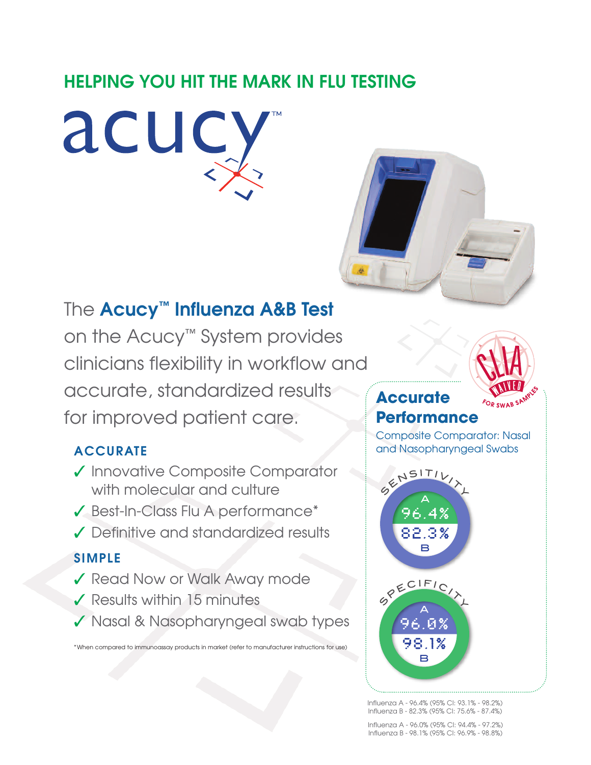# HELPING YOU HIT THE MARK IN FLU TESTING

acucy™

The **Acucy™ Influenza A&B Test** on the Acucy™ System provides clinicians flexibility in workflow and accurate, standardized results for improved patient care.

## ACCURATE

- ✓ Innovative Composite Comparator with molecular and culture
- ✓ Best-In-Class Flu A performance*
- ✓ Definitive and standardized results

## SIMPLE

- ✓ Read Now or Walk Away mode
- ✓ Results within 15 minutes
- ✓ Nasal & Nasopharyngeal swab types

*When compared to immunoassay products in market (refer to manufacturer instructions for use)

CLIA WAIVED FOR SWAB SAMPLES

## Accurate Performance

Composite Comparator: Nasal and Nasopharyngeal Swabs

SENSITIVITY

A 96.4%

82.3% B

SPECIFICITY

A 96.0%

98.1% B

Influenza A - 96.4% (95% CI: 93.1% - 98.2%)
Influenza B - 82.3% (95% CI: 75.6% - 87.4%)

Influenza A - 96.0% (95% CI: 94.4% - 97.2%)
Influenza B - 98.1% (95% CI: 96.9% - 98.8%)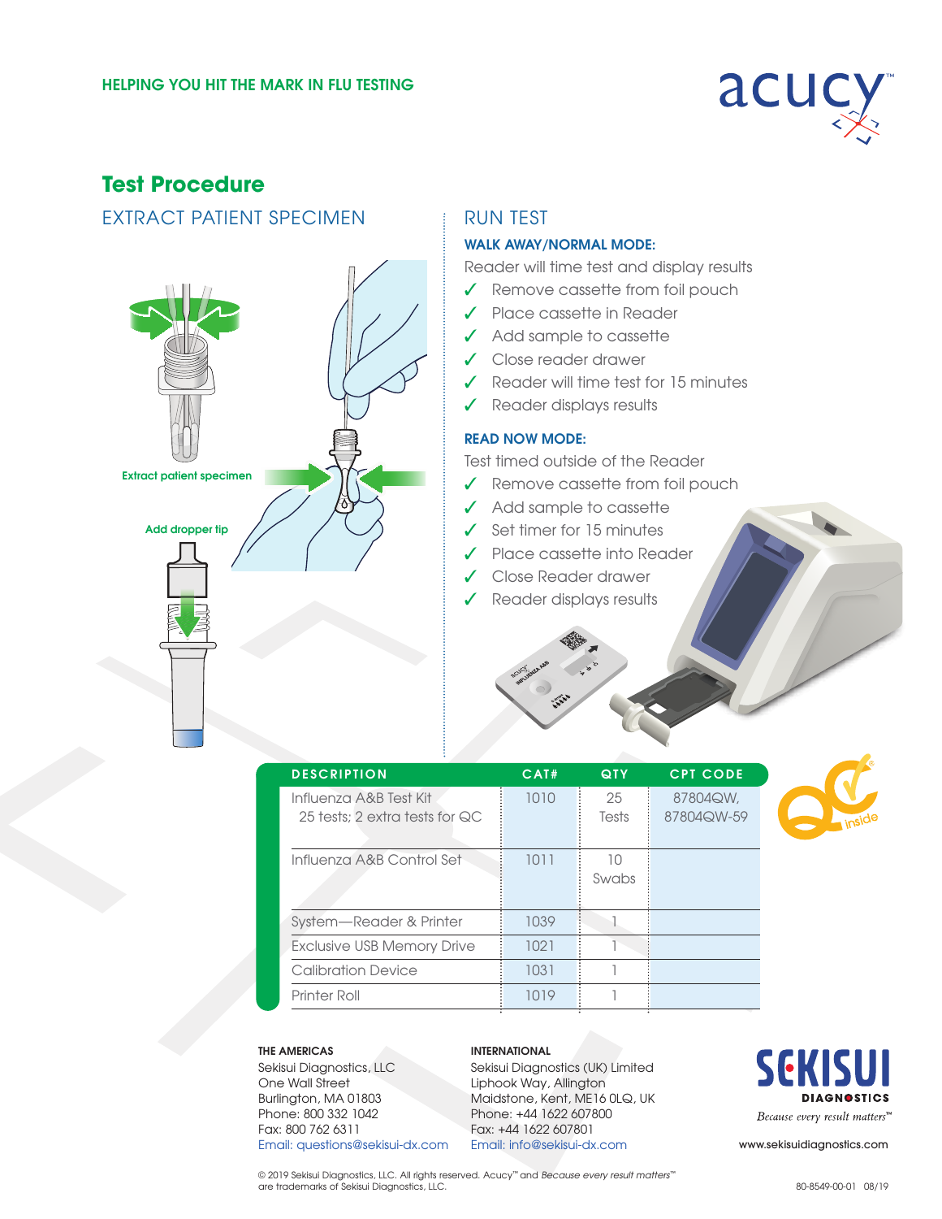HELPING YOU HIT THE MARK IN FLU TESTING

acucy™

## Test Procedure

### EXTRACT PATIENT SPECIMEN

Extract patient specimen

Add dropper tip

### RUN TEST

**WALK AWAY/NORMAL MODE:**

Reader will time test and display results

- ✓ Remove cassette from foil pouch
- ✓ Place cassette in Reader
- ✓ Add sample to cassette
- ✓ Close reader drawer
- ✓ Reader will time test for 15 minutes
- ✓ Reader displays results

**READ NOW MODE:**

Test timed outside of the Reader

- ✓ Remove cassette from foil pouch
- ✓ Add sample to cassette
- ✓ Set timer for 15 minutes
- ✓ Place cassette into Reader
- ✓ Close Reader drawer
- ✓ Reader displays results

| DESCRIPTION | CAT# | QTY | CPT CODE |
|---|---|---|---|
| Influenza A&B Test Kit<br>25 tests; 2 extra tests for QC | 1010 | 25 Tests | 87804QW, 87804QW-59 |
| Influenza A&B Control Set | 1011 | 10 Swabs | |
| System—Reader & Printer | 1039 | 1 | |
| Exclusive USB Memory Drive | 1021 | 1 | |
| Calibration Device | 1031 | 1 | |
| Printer Roll | 1019 | 1 | |

QC inside

**THE AMERICAS**
Sekisui Diagnostics, LLC
One Wall Street
Burlington, MA 01803
Phone: 800 332 1042
Fax: 800 762 6311
Email: questions@sekisui-dx.com

**INTERNATIONAL**
Sekisui Diagnostics (UK) Limited
Liphook Way, Allington
Maidstone, Kent, ME16 0LQ, UK
Phone: +44 1622 607800
Fax: +44 1622 607801
Email: info@sekisui-dx.com

SEKISUI DIAGNOSTICS
*Because every result matters™*
www.sekisuidiagnostics.com

© 2019 Sekisui Diagnostics, LLC. All rights reserved. Acucy™ and *Because every result matters™* are trademarks of Sekisui Diagnostics, LLC.

80-8549-00-01 08/19